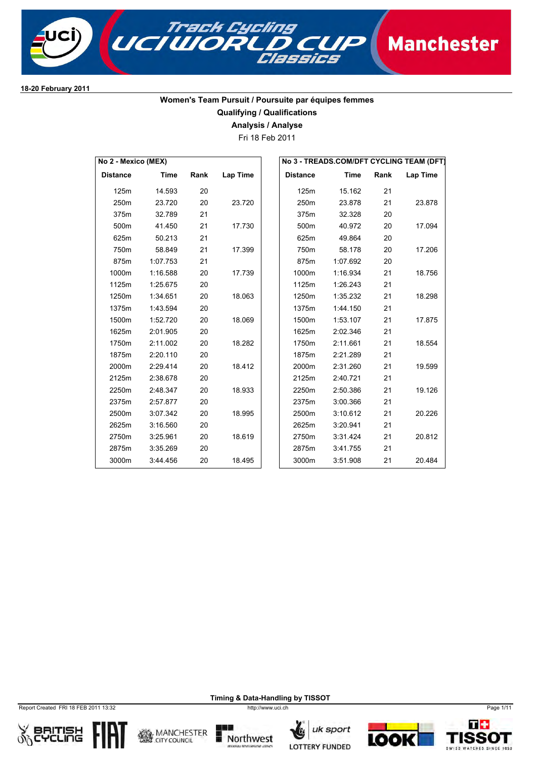18-20 February 2011

## Women's Team Pursuit / Poursuite par équipes femmes

### Qualifying / Qualifications

### Analysis / Analyse

Fri 18 Feb 2011

**No 2 - Mexico (MEX)**

| Distance | Time | Rank | Lap Time |
|---|---|---|---|
| 125m | 14.593 | 20 | |
| 250m | 23.720 | 20 | 23.720 |
| 375m | 32.789 | 21 | |
| 500m | 41.450 | 21 | 17.730 |
| 625m | 50.213 | 21 | |
| 750m | 58.849 | 21 | 17.399 |
| 875m | 1:07.753 | 21 | |
| 1000m | 1:16.588 | 20 | 17.739 |
| 1125m | 1:25.675 | 20 | |
| 1250m | 1:34.651 | 20 | 18.063 |
| 1375m | 1:43.594 | 20 | |
| 1500m | 1:52.720 | 20 | 18.069 |
| 1625m | 2:01.905 | 20 | |
| 1750m | 2:11.002 | 20 | 18.282 |
| 1875m | 2:20.110 | 20 | |
| 2000m | 2:29.414 | 20 | 18.412 |
| 2125m | 2:38.678 | 20 | |
| 2250m | 2:48.347 | 20 | 18.933 |
| 2375m | 2:57.877 | 20 | |
| 2500m | 3:07.342 | 20 | 18.995 |
| 2625m | 3:16.560 | 20 | |
| 2750m | 3:25.961 | 20 | 18.619 |
| 2875m | 3:35.269 | 20 | |
| 3000m | 3:44.456 | 20 | 18.495 |

**No 3 - TREADS.COM/DFT CYCLING TEAM (DFT)**

| Distance | Time | Rank | Lap Time |
|---|---|---|---|
| 125m | 15.162 | 21 | |
| 250m | 23.878 | 21 | 23.878 |
| 375m | 32.328 | 20 | |
| 500m | 40.972 | 20 | 17.094 |
| 625m | 49.864 | 20 | |
| 750m | 58.178 | 20 | 17.206 |
| 875m | 1:07.692 | 20 | |
| 1000m | 1:16.934 | 21 | 18.756 |
| 1125m | 1:26.243 | 21 | |
| 1250m | 1:35.232 | 21 | 18.298 |
| 1375m | 1:44.150 | 21 | |
| 1500m | 1:53.107 | 21 | 17.875 |
| 1625m | 2:02.346 | 21 | |
| 1750m | 2:11.661 | 21 | 18.554 |
| 1875m | 2:21.289 | 21 | |
| 2000m | 2:31.260 | 21 | 19.599 |
| 2125m | 2:40.721 | 21 | |
| 2250m | 2:50.386 | 21 | 19.126 |
| 2375m | 3:00.366 | 21 | |
| 2500m | 3:10.612 | 21 | 20.226 |
| 2625m | 3:20.941 | 21 | |
| 2750m | 3:31.424 | 21 | 20.812 |
| 2875m | 3:41.755 | 21 | |
| 3000m | 3:51.908 | 21 | 20.484 |

Timing & Data-Handling by TISSOT

Report Created FRI 18 FEB 2011 13:32

http://www.uci.ch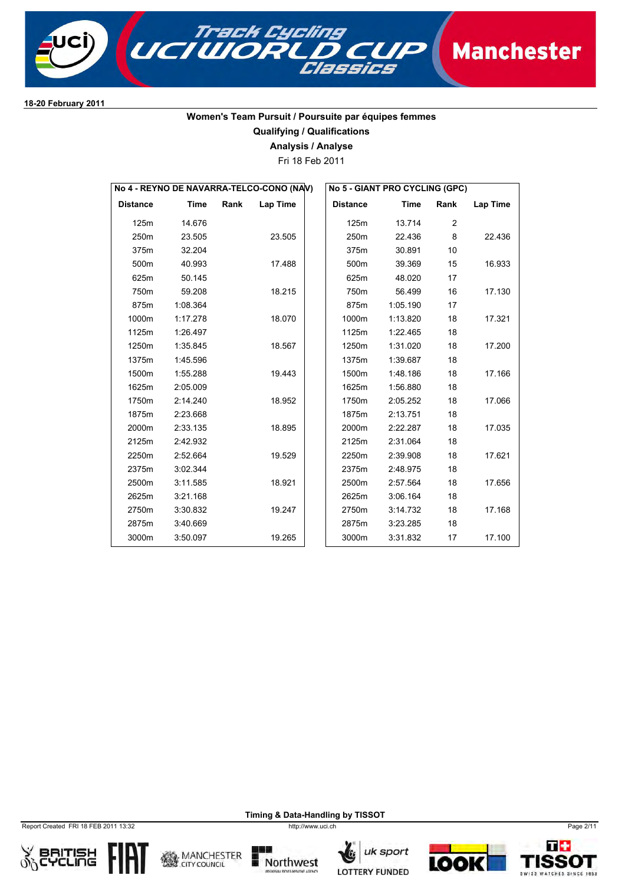18-20 February 2011

## Women's Team Pursuit / Poursuite par équipes femmes

### Qualifying / Qualifications

### Analysis / Analyse

Fri 18 Feb 2011

**No 4 - REYNO DE NAVARRA-TELCO-CONO (NAV)**

| Distance | Time | Rank | Lap Time |
|---|---|---|---|
| 125m | 14.676 | | |
| 250m | 23.505 | | 23.505 |
| 375m | 32.204 | | |
| 500m | 40.993 | | 17.488 |
| 625m | 50.145 | | |
| 750m | 59.208 | | 18.215 |
| 875m | 1:08.364 | | |
| 1000m | 1:17.278 | | 18.070 |
| 1125m | 1:26.497 | | |
| 1250m | 1:35.845 | | 18.567 |
| 1375m | 1:45.596 | | |
| 1500m | 1:55.288 | | 19.443 |
| 1625m | 2:05.009 | | |
| 1750m | 2:14.240 | | 18.952 |
| 1875m | 2:23.668 | | |
| 2000m | 2:33.135 | | 18.895 |
| 2125m | 2:42.932 | | |
| 2250m | 2:52.664 | | 19.529 |
| 2375m | 3:02.344 | | |
| 2500m | 3:11.585 | | 18.921 |
| 2625m | 3:21.168 | | |
| 2750m | 3:30.832 | | 19.247 |
| 2875m | 3:40.669 | | |
| 3000m | 3:50.097 | | 19.265 |

**No 5 - GIANT PRO CYCLING (GPC)**

| Distance | Time | Rank | Lap Time |
|---|---|---|---|
| 125m | 13.714 | 2 | |
| 250m | 22.436 | 8 | 22.436 |
| 375m | 30.891 | 10 | |
| 500m | 39.369 | 15 | 16.933 |
| 625m | 48.020 | 17 | |
| 750m | 56.499 | 16 | 17.130 |
| 875m | 1:05.190 | 17 | |
| 1000m | 1:13.820 | 18 | 17.321 |
| 1125m | 1:22.465 | 18 | |
| 1250m | 1:31.020 | 18 | 17.200 |
| 1375m | 1:39.687 | 18 | |
| 1500m | 1:48.186 | 18 | 17.166 |
| 1625m | 1:56.880 | 18 | |
| 1750m | 2:05.252 | 18 | 17.066 |
| 1875m | 2:13.751 | 18 | |
| 2000m | 2:22.287 | 18 | 17.035 |
| 2125m | 2:31.064 | 18 | |
| 2250m | 2:39.908 | 18 | 17.621 |
| 2375m | 2:48.975 | 18 | |
| 2500m | 2:57.564 | 18 | 17.656 |
| 2625m | 3:06.164 | 18 | |
| 2750m | 3:14.732 | 18 | 17.168 |
| 2875m | 3:23.285 | 18 | |
| 3000m | 3:31.832 | 17 | 17.100 |

Timing & Data-Handling by TISSOT

Report Created FRI 18 FEB 2011 13:32 http://www.uci.ch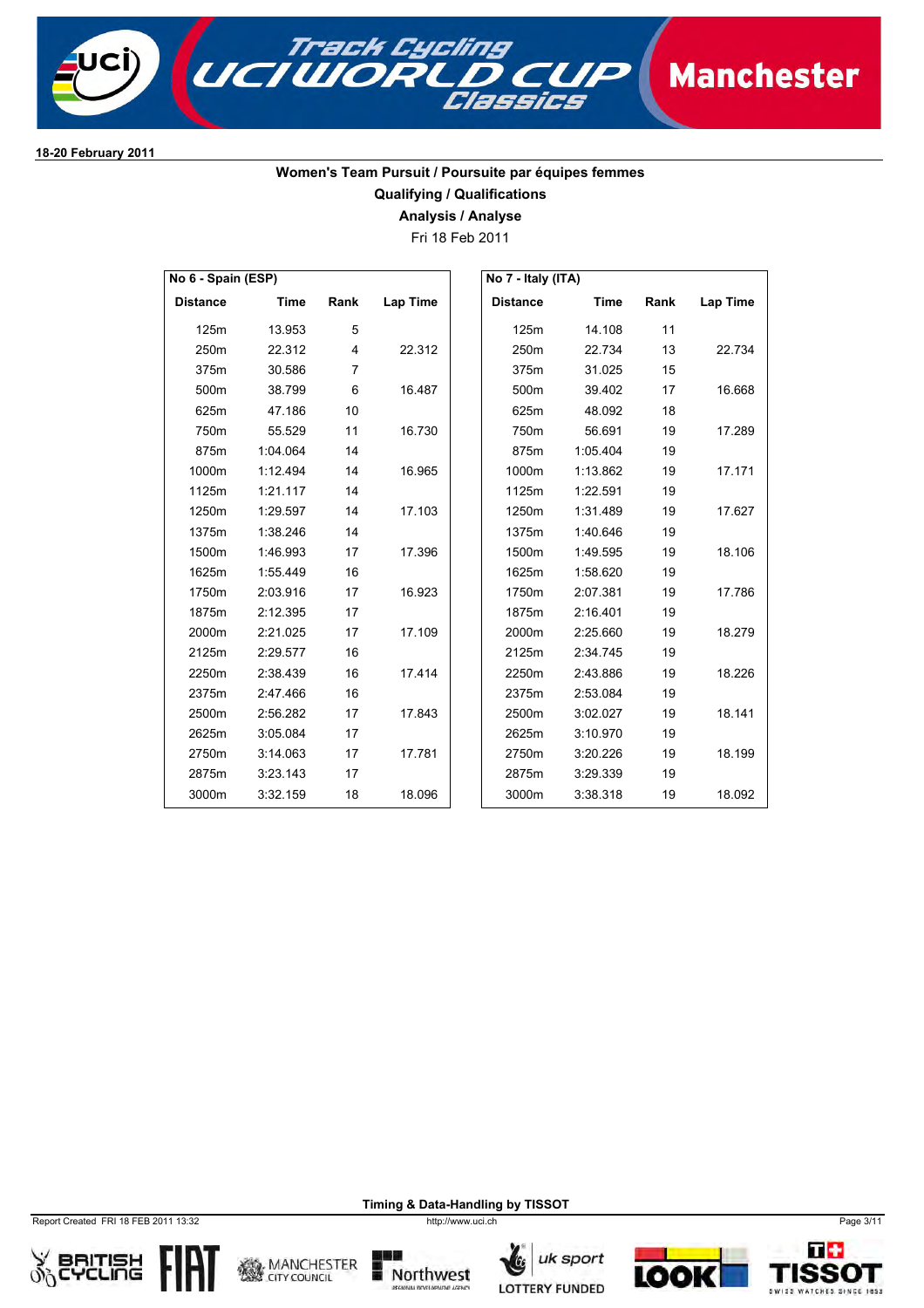**18-20 February 2011**

## Women's Team Pursuit / Poursuite par équipes femmes

### Qualifying / Qualifications

### Analysis / Analyse

Fri 18 Feb 2011

**No 6 - Spain (ESP)**

| Distance | Time | Rank | Lap Time |
|---|---|---|---|
| 125m | 13.953 | 5 | |
| 250m | 22.312 | 4 | 22.312 |
| 375m | 30.586 | 7 | |
| 500m | 38.799 | 6 | 16.487 |
| 625m | 47.186 | 10 | |
| 750m | 55.529 | 11 | 16.730 |
| 875m | 1:04.064 | 14 | |
| 1000m | 1:12.494 | 14 | 16.965 |
| 1125m | 1:21.117 | 14 | |
| 1250m | 1:29.597 | 14 | 17.103 |
| 1375m | 1:38.246 | 14 | |
| 1500m | 1:46.993 | 17 | 17.396 |
| 1625m | 1:55.449 | 16 | |
| 1750m | 2:03.916 | 17 | 16.923 |
| 1875m | 2:12.395 | 17 | |
| 2000m | 2:21.025 | 17 | 17.109 |
| 2125m | 2:29.577 | 16 | |
| 2250m | 2:38.439 | 16 | 17.414 |
| 2375m | 2:47.466 | 16 | |
| 2500m | 2:56.282 | 17 | 17.843 |
| 2625m | 3:05.084 | 17 | |
| 2750m | 3:14.063 | 17 | 17.781 |
| 2875m | 3:23.143 | 17 | |
| 3000m | 3:32.159 | 18 | 18.096 |

**No 7 - Italy (ITA)**

| Distance | Time | Rank | Lap Time |
|---|---|---|---|
| 125m | 14.108 | 11 | |
| 250m | 22.734 | 13 | 22.734 |
| 375m | 31.025 | 15 | |
| 500m | 39.402 | 17 | 16.668 |
| 625m | 48.092 | 18 | |
| 750m | 56.691 | 19 | 17.289 |
| 875m | 1:05.404 | 19 | |
| 1000m | 1:13.862 | 19 | 17.171 |
| 1125m | 1:22.591 | 19 | |
| 1250m | 1:31.489 | 19 | 17.627 |
| 1375m | 1:40.646 | 19 | |
| 1500m | 1:49.595 | 19 | 18.106 |
| 1625m | 1:58.620 | 19 | |
| 1750m | 2:07.381 | 19 | 17.786 |
| 1875m | 2:16.401 | 19 | |
| 2000m | 2:25.660 | 19 | 18.279 |
| 2125m | 2:34.745 | 19 | |
| 2250m | 2:43.886 | 19 | 18.226 |
| 2375m | 2:53.084 | 19 | |
| 2500m | 3:02.027 | 19 | 18.141 |
| 2625m | 3:10.970 | 19 | |
| 2750m | 3:20.226 | 19 | 18.199 |
| 2875m | 3:29.339 | 19 | |
| 3000m | 3:38.318 | 19 | 18.092 |

**Timing & Data-Handling by TISSOT**

Report Created FRI 18 FEB 2011 13:32

http://www.uci.ch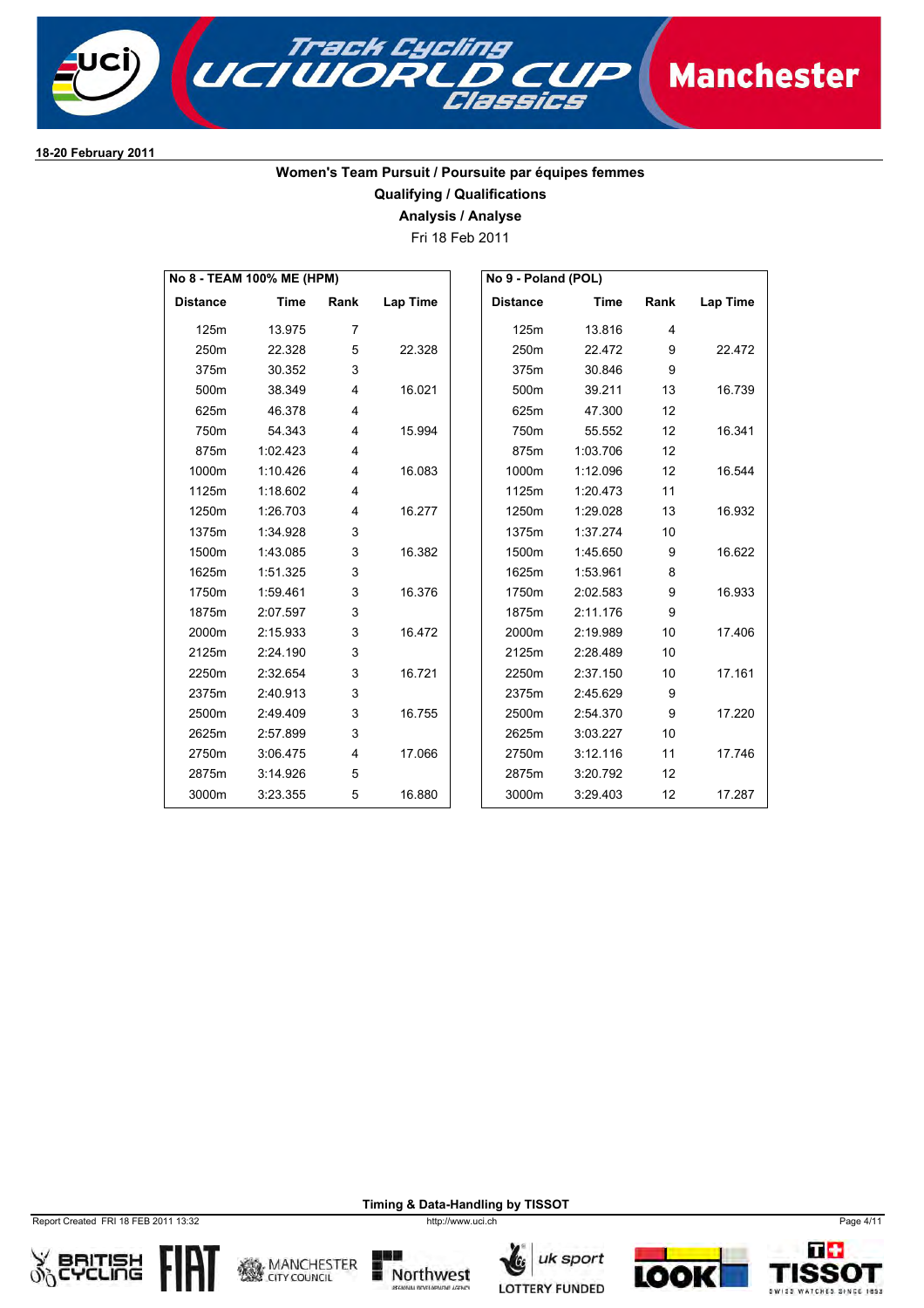**18-20 February 2011**

## Women's Team Pursuit / Poursuite par équipes femmes

### Qualifying / Qualifications

### Analysis / Analyse

Fri 18 Feb 2011

**No 8 - TEAM 100% ME (HPM)**

| Distance | Time | Rank | Lap Time |
|---|---|---|---|
| 125m | 13.975 | 7 | |
| 250m | 22.328 | 5 | 22.328 |
| 375m | 30.352 | 3 | |
| 500m | 38.349 | 4 | 16.021 |
| 625m | 46.378 | 4 | |
| 750m | 54.343 | 4 | 15.994 |
| 875m | 1:02.423 | 4 | |
| 1000m | 1:10.426 | 4 | 16.083 |
| 1125m | 1:18.602 | 4 | |
| 1250m | 1:26.703 | 4 | 16.277 |
| 1375m | 1:34.928 | 3 | |
| 1500m | 1:43.085 | 3 | 16.382 |
| 1625m | 1:51.325 | 3 | |
| 1750m | 1:59.461 | 3 | 16.376 |
| 1875m | 2:07.597 | 3 | |
| 2000m | 2:15.933 | 3 | 16.472 |
| 2125m | 2:24.190 | 3 | |
| 2250m | 2:32.654 | 3 | 16.721 |
| 2375m | 2:40.913 | 3 | |
| 2500m | 2:49.409 | 3 | 16.755 |
| 2625m | 2:57.899 | 3 | |
| 2750m | 3:06.475 | 4 | 17.066 |
| 2875m | 3:14.926 | 5 | |
| 3000m | 3:23.355 | 5 | 16.880 |

**No 9 - Poland (POL)**

| Distance | Time | Rank | Lap Time |
|---|---|---|---|
| 125m | 13.816 | 4 | |
| 250m | 22.472 | 9 | 22.472 |
| 375m | 30.846 | 9 | |
| 500m | 39.211 | 13 | 16.739 |
| 625m | 47.300 | 12 | |
| 750m | 55.552 | 12 | 16.341 |
| 875m | 1:03.706 | 12 | |
| 1000m | 1:12.096 | 12 | 16.544 |
| 1125m | 1:20.473 | 11 | |
| 1250m | 1:29.028 | 13 | 16.932 |
| 1375m | 1:37.274 | 10 | |
| 1500m | 1:45.650 | 9 | 16.622 |
| 1625m | 1:53.961 | 8 | |
| 1750m | 2:02.583 | 9 | 16.933 |
| 1875m | 2:11.176 | 9 | |
| 2000m | 2:19.989 | 10 | 17.406 |
| 2125m | 2:28.489 | 10 | |
| 2250m | 2:37.150 | 10 | 17.161 |
| 2375m | 2:45.629 | 9 | |
| 2500m | 2:54.370 | 9 | 17.220 |
| 2625m | 3:03.227 | 10 | |
| 2750m | 3:12.116 | 11 | 17.746 |
| 2875m | 3:20.792 | 12 | |
| 3000m | 3:29.403 | 12 | 17.287 |

Timing & Data-Handling by TISSOT

Report Created FRI 18 FEB 2011 13:32 — http://www.uci.ch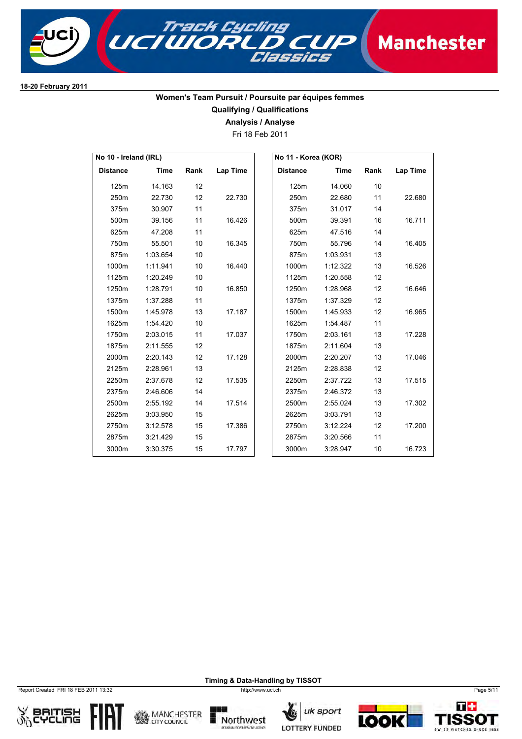18-20 February 2011

## Women's Team Pursuit / Poursuite par équipes femmes

### Qualifying / Qualifications

### Analysis / Analyse

Fri 18 Feb 2011

**No 10 - Ireland (IRL)**

| Distance | Time | Rank | Lap Time |
|---|---|---|---|
| 125m | 14.163 | 12 | |
| 250m | 22.730 | 12 | 22.730 |
| 375m | 30.907 | 11 | |
| 500m | 39.156 | 11 | 16.426 |
| 625m | 47.208 | 11 | |
| 750m | 55.501 | 10 | 16.345 |
| 875m | 1:03.654 | 10 | |
| 1000m | 1:11.941 | 10 | 16.440 |
| 1125m | 1:20.249 | 10 | |
| 1250m | 1:28.791 | 10 | 16.850 |
| 1375m | 1:37.288 | 11 | |
| 1500m | 1:45.978 | 13 | 17.187 |
| 1625m | 1:54.420 | 10 | |
| 1750m | 2:03.015 | 11 | 17.037 |
| 1875m | 2:11.555 | 12 | |
| 2000m | 2:20.143 | 12 | 17.128 |
| 2125m | 2:28.961 | 13 | |
| 2250m | 2:37.678 | 12 | 17.535 |
| 2375m | 2:46.606 | 14 | |
| 2500m | 2:55.192 | 14 | 17.514 |
| 2625m | 3:03.950 | 15 | |
| 2750m | 3:12.578 | 15 | 17.386 |
| 2875m | 3:21.429 | 15 | |
| 3000m | 3:30.375 | 15 | 17.797 |

**No 11 - Korea (KOR)**

| Distance | Time | Rank | Lap Time |
|---|---|---|---|
| 125m | 14.060 | 10 | |
| 250m | 22.680 | 11 | 22.680 |
| 375m | 31.017 | 14 | |
| 500m | 39.391 | 16 | 16.711 |
| 625m | 47.516 | 14 | |
| 750m | 55.796 | 14 | 16.405 |
| 875m | 1:03.931 | 13 | |
| 1000m | 1:12.322 | 13 | 16.526 |
| 1125m | 1:20.558 | 12 | |
| 1250m | 1:28.968 | 12 | 16.646 |
| 1375m | 1:37.329 | 12 | |
| 1500m | 1:45.933 | 12 | 16.965 |
| 1625m | 1:54.487 | 11 | |
| 1750m | 2:03.161 | 13 | 17.228 |
| 1875m | 2:11.604 | 13 | |
| 2000m | 2:20.207 | 13 | 17.046 |
| 2125m | 2:28.838 | 12 | |
| 2250m | 2:37.722 | 13 | 17.515 |
| 2375m | 2:46.372 | 13 | |
| 2500m | 2:55.024 | 13 | 17.302 |
| 2625m | 3:03.791 | 13 | |
| 2750m | 3:12.224 | 12 | 17.200 |
| 2875m | 3:20.566 | 11 | |
| 3000m | 3:28.947 | 10 | 16.723 |

Timing & Data-Handling by TISSOT

Report Created FRI 18 FEB 2011 13:32

http://www.uci.ch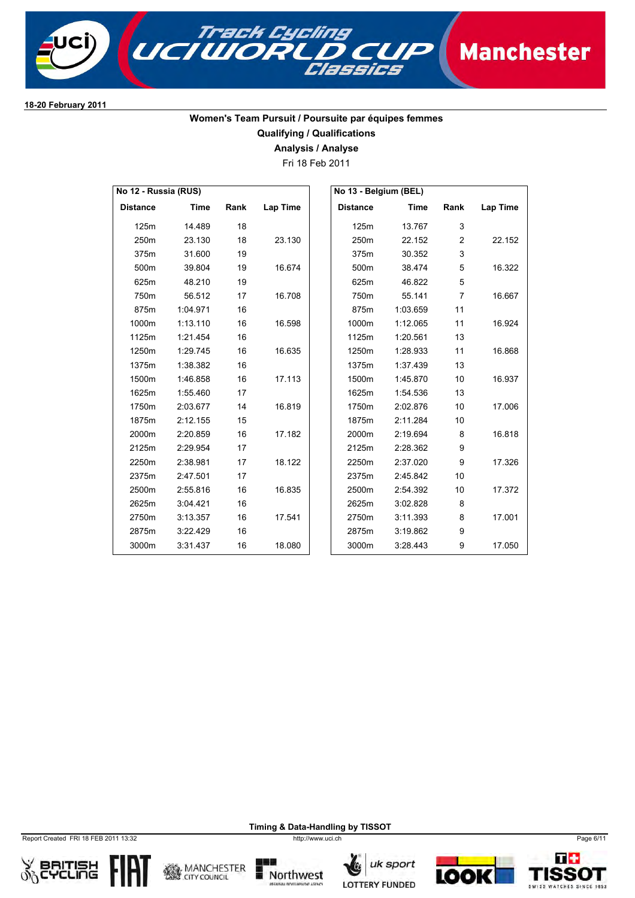18-20 February 2011

## Women's Team Pursuit / Poursuite par équipes femmes

### Qualifying / Qualifications

### Analysis / Analyse

Fri 18 Feb 2011

**No 12 - Russia (RUS)**

| Distance | Time | Rank | Lap Time |
|---|---|---|---|
| 125m | 14.489 | 18 | |
| 250m | 23.130 | 18 | 23.130 |
| 375m | 31.600 | 19 | |
| 500m | 39.804 | 19 | 16.674 |
| 625m | 48.210 | 19 | |
| 750m | 56.512 | 17 | 16.708 |
| 875m | 1:04.971 | 16 | |
| 1000m | 1:13.110 | 16 | 16.598 |
| 1125m | 1:21.454 | 16 | |
| 1250m | 1:29.745 | 16 | 16.635 |
| 1375m | 1:38.382 | 16 | |
| 1500m | 1:46.858 | 16 | 17.113 |
| 1625m | 1:55.460 | 17 | |
| 1750m | 2:03.677 | 14 | 16.819 |
| 1875m | 2:12.155 | 15 | |
| 2000m | 2:20.859 | 16 | 17.182 |
| 2125m | 2:29.954 | 17 | |
| 2250m | 2:38.981 | 17 | 18.122 |
| 2375m | 2:47.501 | 17 | |
| 2500m | 2:55.816 | 16 | 16.835 |
| 2625m | 3:04.421 | 16 | |
| 2750m | 3:13.357 | 16 | 17.541 |
| 2875m | 3:22.429 | 16 | |
| 3000m | 3:31.437 | 16 | 18.080 |

**No 13 - Belgium (BEL)**

| Distance | Time | Rank | Lap Time |
|---|---|---|---|
| 125m | 13.767 | 3 | |
| 250m | 22.152 | 2 | 22.152 |
| 375m | 30.352 | 3 | |
| 500m | 38.474 | 5 | 16.322 |
| 625m | 46.822 | 5 | |
| 750m | 55.141 | 7 | 16.667 |
| 875m | 1:03.659 | 11 | |
| 1000m | 1:12.065 | 11 | 16.924 |
| 1125m | 1:20.561 | 13 | |
| 1250m | 1:28.933 | 11 | 16.868 |
| 1375m | 1:37.439 | 13 | |
| 1500m | 1:45.870 | 10 | 16.937 |
| 1625m | 1:54.536 | 13 | |
| 1750m | 2:02.876 | 10 | 17.006 |
| 1875m | 2:11.284 | 10 | |
| 2000m | 2:19.694 | 8 | 16.818 |
| 2125m | 2:28.362 | 9 | |
| 2250m | 2:37.020 | 9 | 17.326 |
| 2375m | 2:45.842 | 10 | |
| 2500m | 2:54.392 | 10 | 17.372 |
| 2625m | 3:02.828 | 8 | |
| 2750m | 3:11.393 | 8 | 17.001 |
| 2875m | 3:19.862 | 9 | |
| 3000m | 3:28.443 | 9 | 17.050 |

Timing & Data-Handling by TISSOT

Report Created FRI 18 FEB 2011 13:32

http://www.uci.ch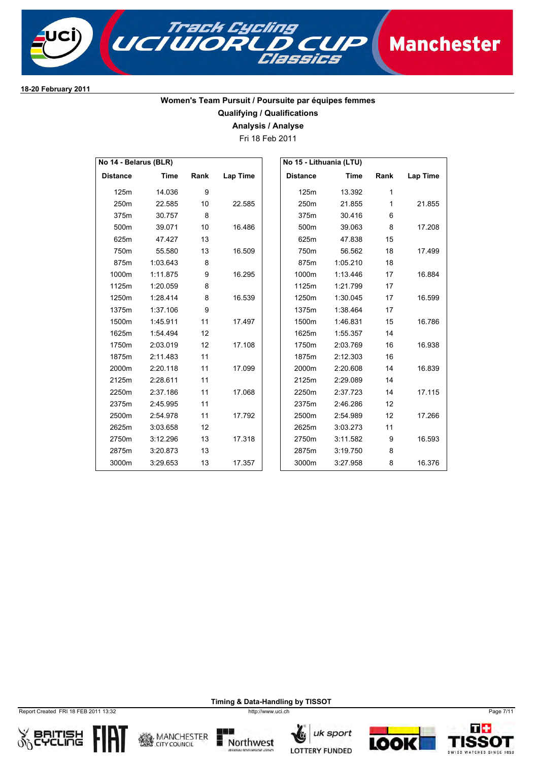18-20 February 2011

## Women's Team Pursuit / Poursuite par équipes femmes

### Qualifying / Qualifications

### Analysis / Analyse

Fri 18 Feb 2011

**No 14 - Belarus (BLR)**

| Distance | Time | Rank | Lap Time |
|---|---|---|---|
| 125m | 14.036 | 9 | |
| 250m | 22.585 | 10 | 22.585 |
| 375m | 30.757 | 8 | |
| 500m | 39.071 | 10 | 16.486 |
| 625m | 47.427 | 13 | |
| 750m | 55.580 | 13 | 16.509 |
| 875m | 1:03.643 | 8 | |
| 1000m | 1:11.875 | 9 | 16.295 |
| 1125m | 1:20.059 | 8 | |
| 1250m | 1:28.414 | 8 | 16.539 |
| 1375m | 1:37.106 | 9 | |
| 1500m | 1:45.911 | 11 | 17.497 |
| 1625m | 1:54.494 | 12 | |
| 1750m | 2:03.019 | 12 | 17.108 |
| 1875m | 2:11.483 | 11 | |
| 2000m | 2:20.118 | 11 | 17.099 |
| 2125m | 2:28.611 | 11 | |
| 2250m | 2:37.186 | 11 | 17.068 |
| 2375m | 2:45.995 | 11 | |
| 2500m | 2:54.978 | 11 | 17.792 |
| 2625m | 3:03.658 | 12 | |
| 2750m | 3:12.296 | 13 | 17.318 |
| 2875m | 3:20.873 | 13 | |
| 3000m | 3:29.653 | 13 | 17.357 |

**No 15 - Lithuania (LTU)**

| Distance | Time | Rank | Lap Time |
|---|---|---|---|
| 125m | 13.392 | 1 | |
| 250m | 21.855 | 1 | 21.855 |
| 375m | 30.416 | 6 | |
| 500m | 39.063 | 8 | 17.208 |
| 625m | 47.838 | 15 | |
| 750m | 56.562 | 18 | 17.499 |
| 875m | 1:05.210 | 18 | |
| 1000m | 1:13.446 | 17 | 16.884 |
| 1125m | 1:21.799 | 17 | |
| 1250m | 1:30.045 | 17 | 16.599 |
| 1375m | 1:38.464 | 17 | |
| 1500m | 1:46.831 | 15 | 16.786 |
| 1625m | 1:55.357 | 14 | |
| 1750m | 2:03.769 | 16 | 16.938 |
| 1875m | 2:12.303 | 16 | |
| 2000m | 2:20.608 | 14 | 16.839 |
| 2125m | 2:29.089 | 14 | |
| 2250m | 2:37.723 | 14 | 17.115 |
| 2375m | 2:46.286 | 12 | |
| 2500m | 2:54.989 | 12 | 17.266 |
| 2625m | 3:03.273 | 11 | |
| 2750m | 3:11.582 | 9 | 16.593 |
| 2875m | 3:19.750 | 8 | |
| 3000m | 3:27.958 | 8 | 16.376 |

Timing & Data-Handling by TISSOT

Report Created FRI 18 FEB 2011 13:32

http://www.uci.ch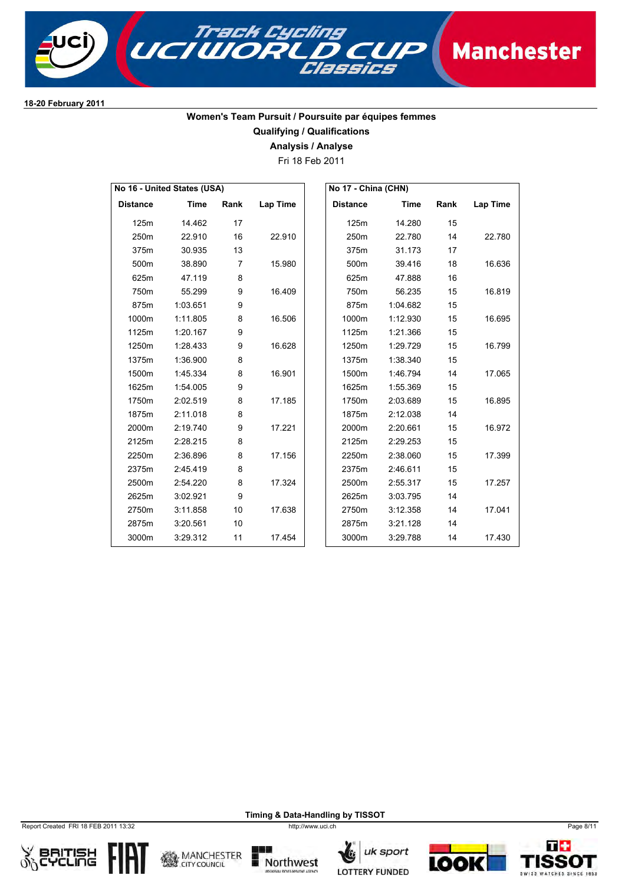18-20 February 2011

## Women's Team Pursuit / Poursuite par équipes femmes

### Qualifying / Qualifications

### Analysis / Analyse

Fri 18 Feb 2011

**No 16 - United States (USA)**

| Distance | Time | Rank | Lap Time |
|---|---|---|---|
| 125m | 14.462 | 17 | |
| 250m | 22.910 | 16 | 22.910 |
| 375m | 30.935 | 13 | |
| 500m | 38.890 | 7 | 15.980 |
| 625m | 47.119 | 8 | |
| 750m | 55.299 | 9 | 16.409 |
| 875m | 1:03.651 | 9 | |
| 1000m | 1:11.805 | 8 | 16.506 |
| 1125m | 1:20.167 | 9 | |
| 1250m | 1:28.433 | 9 | 16.628 |
| 1375m | 1:36.900 | 8 | |
| 1500m | 1:45.334 | 8 | 16.901 |
| 1625m | 1:54.005 | 9 | |
| 1750m | 2:02.519 | 8 | 17.185 |
| 1875m | 2:11.018 | 8 | |
| 2000m | 2:19.740 | 9 | 17.221 |
| 2125m | 2:28.215 | 8 | |
| 2250m | 2:36.896 | 8 | 17.156 |
| 2375m | 2:45.419 | 8 | |
| 2500m | 2:54.220 | 8 | 17.324 |
| 2625m | 3:02.921 | 9 | |
| 2750m | 3:11.858 | 10 | 17.638 |
| 2875m | 3:20.561 | 10 | |
| 3000m | 3:29.312 | 11 | 17.454 |

**No 17 - China (CHN)**

| Distance | Time | Rank | Lap Time |
|---|---|---|---|
| 125m | 14.280 | 15 | |
| 250m | 22.780 | 14 | 22.780 |
| 375m | 31.173 | 17 | |
| 500m | 39.416 | 18 | 16.636 |
| 625m | 47.888 | 16 | |
| 750m | 56.235 | 15 | 16.819 |
| 875m | 1:04.682 | 15 | |
| 1000m | 1:12.930 | 15 | 16.695 |
| 1125m | 1:21.366 | 15 | |
| 1250m | 1:29.729 | 15 | 16.799 |
| 1375m | 1:38.340 | 15 | |
| 1500m | 1:46.794 | 14 | 17.065 |
| 1625m | 1:55.369 | 15 | |
| 1750m | 2:03.689 | 15 | 16.895 |
| 1875m | 2:12.038 | 14 | |
| 2000m | 2:20.661 | 15 | 16.972 |
| 2125m | 2:29.253 | 15 | |
| 2250m | 2:38.060 | 15 | 17.399 |
| 2375m | 2:46.611 | 15 | |
| 2500m | 2:55.317 | 15 | 17.257 |
| 2625m | 3:03.795 | 14 | |
| 2750m | 3:12.358 | 14 | 17.041 |
| 2875m | 3:21.128 | 14 | |
| 3000m | 3:29.788 | 14 | 17.430 |

Timing & Data-Handling by TISSOT

Report Created FRI 18 FEB 2011 13:32

http://www.uci.ch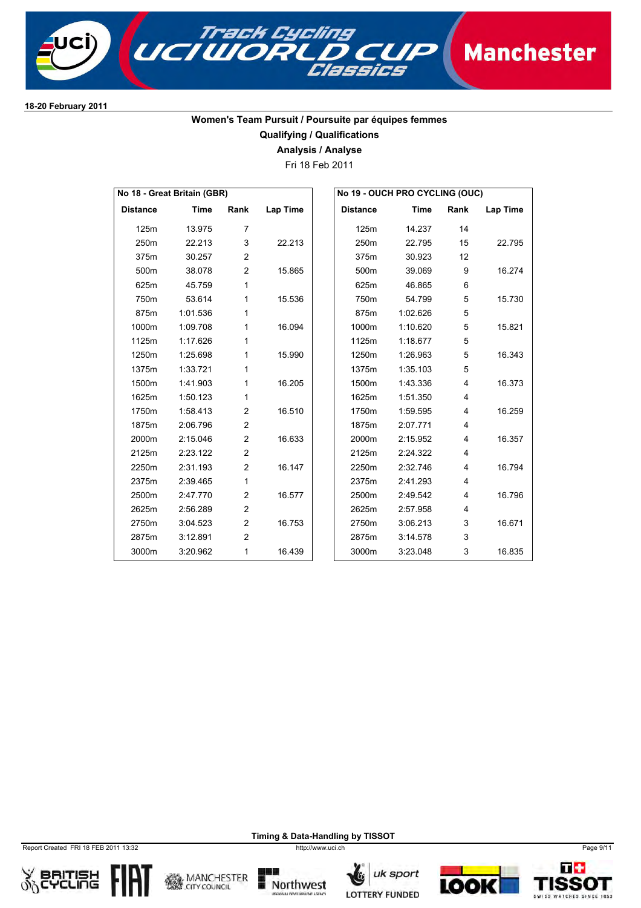18-20 February 2011

## Women's Team Pursuit / Poursuite par équipes femmes

### Qualifying / Qualifications

### Analysis / Analyse

Fri 18 Feb 2011

**No 18 - Great Britain (GBR)**

| Distance | Time | Rank | Lap Time |
|---|---|---|---|
| 125m | 13.975 | 7 | |
| 250m | 22.213 | 3 | 22.213 |
| 375m | 30.257 | 2 | |
| 500m | 38.078 | 2 | 15.865 |
| 625m | 45.759 | 1 | |
| 750m | 53.614 | 1 | 15.536 |
| 875m | 1:01.536 | 1 | |
| 1000m | 1:09.708 | 1 | 16.094 |
| 1125m | 1:17.626 | 1 | |
| 1250m | 1:25.698 | 1 | 15.990 |
| 1375m | 1:33.721 | 1 | |
| 1500m | 1:41.903 | 1 | 16.205 |
| 1625m | 1:50.123 | 1 | |
| 1750m | 1:58.413 | 2 | 16.510 |
| 1875m | 2:06.796 | 2 | |
| 2000m | 2:15.046 | 2 | 16.633 |
| 2125m | 2:23.122 | 2 | |
| 2250m | 2:31.193 | 2 | 16.147 |
| 2375m | 2:39.465 | 1 | |
| 2500m | 2:47.770 | 2 | 16.577 |
| 2625m | 2:56.289 | 2 | |
| 2750m | 3:04.523 | 2 | 16.753 |
| 2875m | 3:12.891 | 2 | |
| 3000m | 3:20.962 | 1 | 16.439 |

**No 19 - OUCH PRO CYCLING (OUC)**

| Distance | Time | Rank | Lap Time |
|---|---|---|---|
| 125m | 14.237 | 14 | |
| 250m | 22.795 | 15 | 22.795 |
| 375m | 30.923 | 12 | |
| 500m | 39.069 | 9 | 16.274 |
| 625m | 46.865 | 6 | |
| 750m | 54.799 | 5 | 15.730 |
| 875m | 1:02.626 | 5 | |
| 1000m | 1:10.620 | 5 | 15.821 |
| 1125m | 1:18.677 | 5 | |
| 1250m | 1:26.963 | 5 | 16.343 |
| 1375m | 1:35.103 | 5 | |
| 1500m | 1:43.336 | 4 | 16.373 |
| 1625m | 1:51.350 | 4 | |
| 1750m | 1:59.595 | 4 | 16.259 |
| 1875m | 2:07.771 | 4 | |
| 2000m | 2:15.952 | 4 | 16.357 |
| 2125m | 2:24.322 | 4 | |
| 2250m | 2:32.746 | 4 | 16.794 |
| 2375m | 2:41.293 | 4 | |
| 2500m | 2:49.542 | 4 | 16.796 |
| 2625m | 2:57.958 | 4 | |
| 2750m | 3:06.213 | 3 | 16.671 |
| 2875m | 3:14.578 | 3 | |
| 3000m | 3:23.048 | 3 | 16.835 |

Timing & Data-Handling by TISSOT

Report Created FRI 18 FEB 2011 13:32

http://www.uci.ch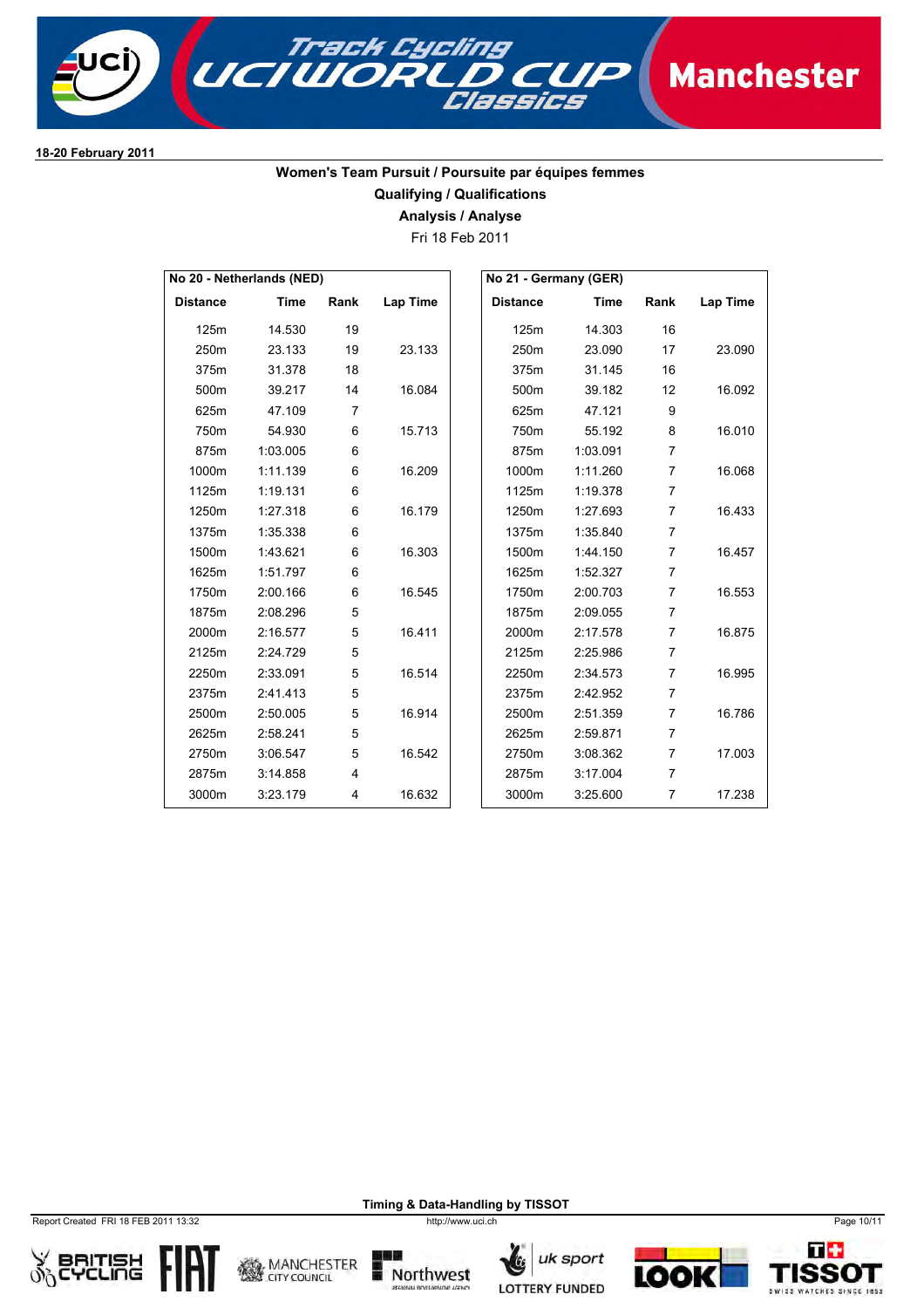18-20 February 2011

## Women's Team Pursuit / Poursuite par équipes femmes

### Qualifying / Qualifications

### Analysis / Analyse

Fri 18 Feb 2011

**No 20 - Netherlands (NED)**

| Distance | Time | Rank | Lap Time |
|---|---|---|---|
| 125m | 14.530 | 19 | |
| 250m | 23.133 | 19 | 23.133 |
| 375m | 31.378 | 18 | |
| 500m | 39.217 | 14 | 16.084 |
| 625m | 47.109 | 7 | |
| 750m | 54.930 | 6 | 15.713 |
| 875m | 1:03.005 | 6 | |
| 1000m | 1:11.139 | 6 | 16.209 |
| 1125m | 1:19.131 | 6 | |
| 1250m | 1:27.318 | 6 | 16.179 |
| 1375m | 1:35.338 | 6 | |
| 1500m | 1:43.621 | 6 | 16.303 |
| 1625m | 1:51.797 | 6 | |
| 1750m | 2:00.166 | 6 | 16.545 |
| 1875m | 2:08.296 | 5 | |
| 2000m | 2:16.577 | 5 | 16.411 |
| 2125m | 2:24.729 | 5 | |
| 2250m | 2:33.091 | 5 | 16.514 |
| 2375m | 2:41.413 | 5 | |
| 2500m | 2:50.005 | 5 | 16.914 |
| 2625m | 2:58.241 | 5 | |
| 2750m | 3:06.547 | 5 | 16.542 |
| 2875m | 3:14.858 | 4 | |
| 3000m | 3:23.179 | 4 | 16.632 |

**No 21 - Germany (GER)**

| Distance | Time | Rank | Lap Time |
|---|---|---|---|
| 125m | 14.303 | 16 | |
| 250m | 23.090 | 17 | 23.090 |
| 375m | 31.145 | 16 | |
| 500m | 39.182 | 12 | 16.092 |
| 625m | 47.121 | 9 | |
| 750m | 55.192 | 8 | 16.010 |
| 875m | 1:03.091 | 7 | |
| 1000m | 1:11.260 | 7 | 16.068 |
| 1125m | 1:19.378 | 7 | |
| 1250m | 1:27.693 | 7 | 16.433 |
| 1375m | 1:35.840 | 7 | |
| 1500m | 1:44.150 | 7 | 16.457 |
| 1625m | 1:52.327 | 7 | |
| 1750m | 2:00.703 | 7 | 16.553 |
| 1875m | 2:09.055 | 7 | |
| 2000m | 2:17.578 | 7 | 16.875 |
| 2125m | 2:25.986 | 7 | |
| 2250m | 2:34.573 | 7 | 16.995 |
| 2375m | 2:42.952 | 7 | |
| 2500m | 2:51.359 | 7 | 16.786 |
| 2625m | 2:59.871 | 7 | |
| 2750m | 3:08.362 | 7 | 17.003 |
| 2875m | 3:17.004 | 7 | |
| 3000m | 3:25.600 | 7 | 17.238 |

Timing & Data-Handling by TISSOT

Report Created FRI 18 FEB 2011 13:32

http://www.uci.ch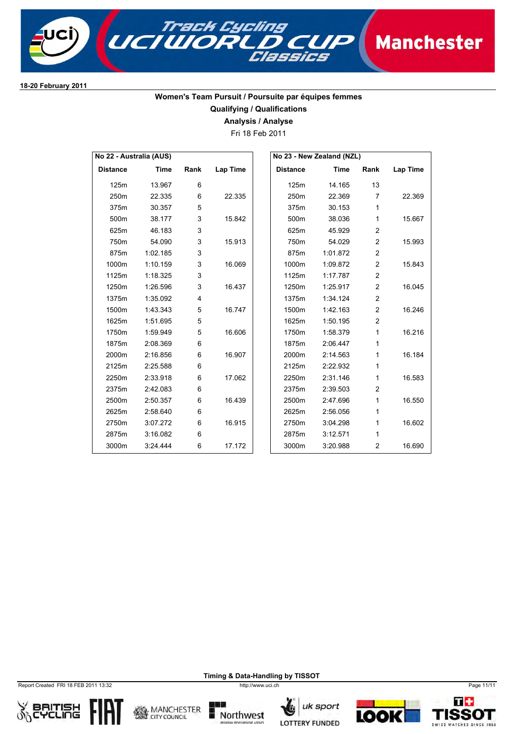**18-20 February 2011**

## Women's Team Pursuit / Poursuite par équipes femmes

### Qualifying / Qualifications

### Analysis / Analyse

Fri 18 Feb 2011

**No 22 - Australia (AUS)**

| Distance | Time | Rank | Lap Time |
|---|---|---|---|
| 125m | 13.967 | 6 | |
| 250m | 22.335 | 6 | 22.335 |
| 375m | 30.357 | 5 | |
| 500m | 38.177 | 3 | 15.842 |
| 625m | 46.183 | 3 | |
| 750m | 54.090 | 3 | 15.913 |
| 875m | 1:02.185 | 3 | |
| 1000m | 1:10.159 | 3 | 16.069 |
| 1125m | 1:18.325 | 3 | |
| 1250m | 1:26.596 | 3 | 16.437 |
| 1375m | 1:35.092 | 4 | |
| 1500m | 1:43.343 | 5 | 16.747 |
| 1625m | 1:51.695 | 5 | |
| 1750m | 1:59.949 | 5 | 16.606 |
| 1875m | 2:08.369 | 6 | |
| 2000m | 2:16.856 | 6 | 16.907 |
| 2125m | 2:25.588 | 6 | |
| 2250m | 2:33.918 | 6 | 17.062 |
| 2375m | 2:42.083 | 6 | |
| 2500m | 2:50.357 | 6 | 16.439 |
| 2625m | 2:58.640 | 6 | |
| 2750m | 3:07.272 | 6 | 16.915 |
| 2875m | 3:16.082 | 6 | |
| 3000m | 3:24.444 | 6 | 17.172 |

**No 23 - New Zealand (NZL)**

| Distance | Time | Rank | Lap Time |
|---|---|---|---|
| 125m | 14.165 | 13 | |
| 250m | 22.369 | 7 | 22.369 |
| 375m | 30.153 | 1 | |
| 500m | 38.036 | 1 | 15.667 |
| 625m | 45.929 | 2 | |
| 750m | 54.029 | 2 | 15.993 |
| 875m | 1:01.872 | 2 | |
| 1000m | 1:09.872 | 2 | 15.843 |
| 1125m | 1:17.787 | 2 | |
| 1250m | 1:25.917 | 2 | 16.045 |
| 1375m | 1:34.124 | 2 | |
| 1500m | 1:42.163 | 2 | 16.246 |
| 1625m | 1:50.195 | 2 | |
| 1750m | 1:58.379 | 1 | 16.216 |
| 1875m | 2:06.447 | 1 | |
| 2000m | 2:14.563 | 1 | 16.184 |
| 2125m | 2:22.932 | 1 | |
| 2250m | 2:31.146 | 1 | 16.583 |
| 2375m | 2:39.503 | 2 | |
| 2500m | 2:47.696 | 1 | 16.550 |
| 2625m | 2:56.056 | 1 | |
| 2750m | 3:04.298 | 1 | 16.602 |
| 2875m | 3:12.571 | 1 | |
| 3000m | 3:20.988 | 2 | 16.690 |

Timing & Data-Handling by TISSOT

Report Created FRI 18 FEB 2011 13:32

http://www.uci.ch